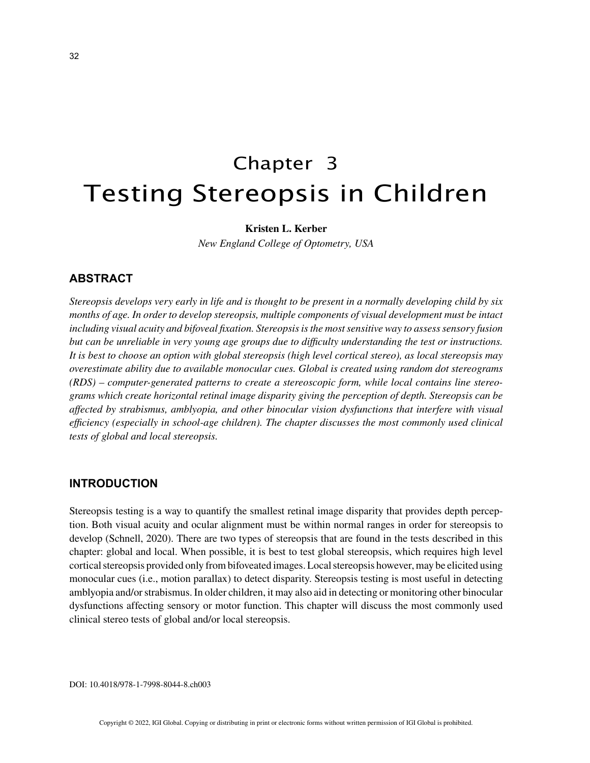# Chapter 3
# Testing Stereopsis in Children

**Kristen L. Kerber**

*New England College of Optometry, USA*

## ABSTRACT

*Stereopsis develops very early in life and is thought to be present in a normally developing child by six months of age. In order to develop stereopsis, multiple components of visual development must be intact including visual acuity and bifoveal fixation. Stereopsis is the most sensitive way to assess sensory fusion but can be unreliable in very young age groups due to difficulty understanding the test or instructions. It is best to choose an option with global stereopsis (high level cortical stereo), as local stereopsis may overestimate ability due to available monocular cues. Global is created using random dot stereograms (RDS) – computer-generated patterns to create a stereoscopic form, while local contains line stereograms which create horizontal retinal image disparity giving the perception of depth. Stereopsis can be affected by strabismus, amblyopia, and other binocular vision dysfunctions that interfere with visual efficiency (especially in school-age children). The chapter discusses the most commonly used clinical tests of global and local stereopsis.*

## INTRODUCTION

Stereopsis testing is a way to quantify the smallest retinal image disparity that provides depth perception. Both visual acuity and ocular alignment must be within normal ranges in order for stereopsis to develop (Schnell, 2020). There are two types of stereopsis that are found in the tests described in this chapter: global and local. When possible, it is best to test global stereopsis, which requires high level cortical stereopsis provided only from bifoveated images. Local stereopsis however, may be elicited using monocular cues (i.e., motion parallax) to detect disparity. Stereopsis testing is most useful in detecting amblyopia and/or strabismus. In older children, it may also aid in detecting or monitoring other binocular dysfunctions affecting sensory or motor function. This chapter will discuss the most commonly used clinical stereo tests of global and/or local stereopsis.

DOI: 10.4018/978-1-7998-8044-8.ch003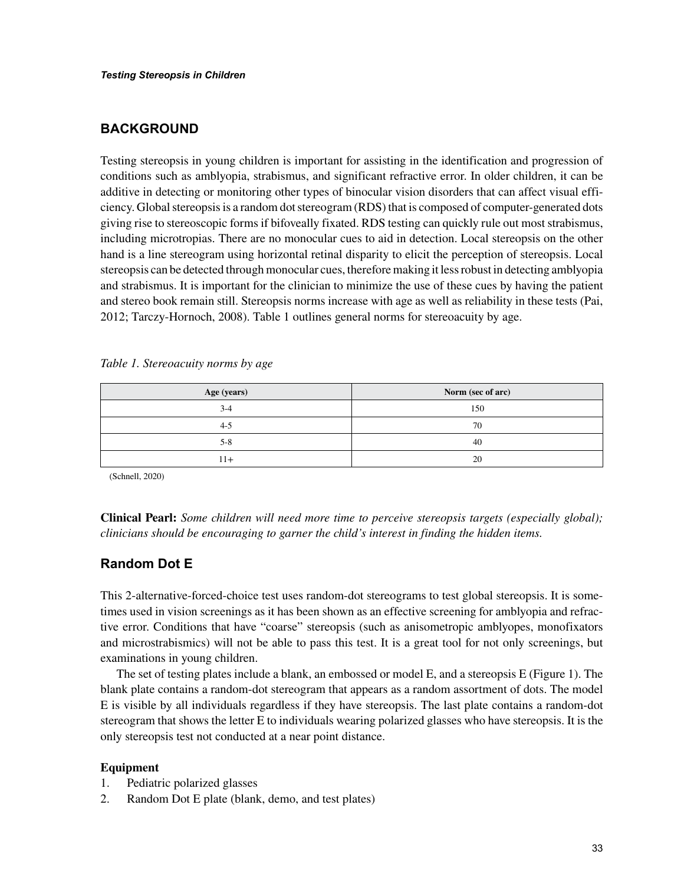## BACKGROUND

Testing stereopsis in young children is important for assisting in the identification and progression of conditions such as amblyopia, strabismus, and significant refractive error. In older children, it can be additive in detecting or monitoring other types of binocular vision disorders that can affect visual efficiency. Global stereopsis is a random dot stereogram (RDS) that is composed of computer-generated dots giving rise to stereoscopic forms if bifoveally fixated. RDS testing can quickly rule out most strabismus, including microtropias. There are no monocular cues to aid in detection. Local stereopsis on the other hand is a line stereogram using horizontal retinal disparity to elicit the perception of stereopsis. Local stereopsis can be detected through monocular cues, therefore making it less robust in detecting amblyopia and strabismus. It is important for the clinician to minimize the use of these cues by having the patient and stereo book remain still. Stereopsis norms increase with age as well as reliability in these tests (Pai, 2012; Tarczy-Hornoch, 2008). Table 1 outlines general norms for stereoacuity by age.

*Table 1. Stereoacuity norms by age*

| Age (years) | Norm (sec of arc) |
|---|---|
| 3-4 | 150 |
| 4-5 | 70 |
| 5-8 | 40 |
| 11+ | 20 |

(Schnell, 2020)

**Clinical Pearl:** *Some children will need more time to perceive stereopsis targets (especially global); clinicians should be encouraging to garner the child's interest in finding the hidden items.*

### Random Dot E

This 2-alternative-forced-choice test uses random-dot stereograms to test global stereopsis. It is sometimes used in vision screenings as it has been shown as an effective screening for amblyopia and refractive error. Conditions that have "coarse" stereopsis (such as anisometropic amblyopes, monofixators and microstrabismics) will not be able to pass this test. It is a great tool for not only screenings, but examinations in young children.

The set of testing plates include a blank, an embossed or model E, and a stereopsis E (Figure 1). The blank plate contains a random-dot stereogram that appears as a random assortment of dots. The model E is visible by all individuals regardless if they have stereopsis. The last plate contains a random-dot stereogram that shows the letter E to individuals wearing polarized glasses who have stereopsis. It is the only stereopsis test not conducted at a near point distance.

#### Equipment

1. Pediatric polarized glasses
2. Random Dot E plate (blank, demo, and test plates)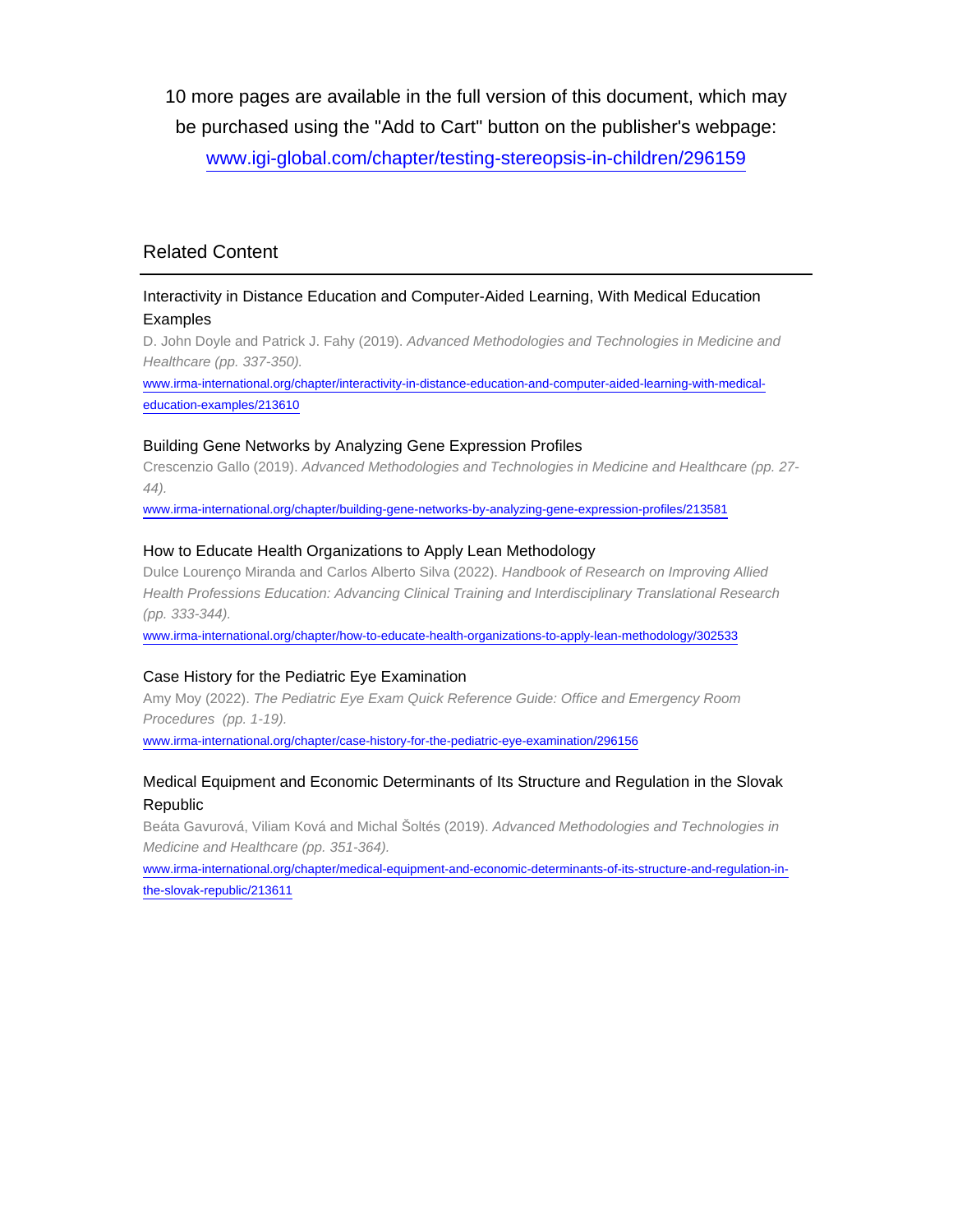10 more pages are available in the full version of this document, which may be purchased using the "Add to Cart" button on the publisher's webpage: [www.igi-global.com/chapter/testing-stereopsis-in-children/296159](www.igi-global.com/chapter/testing-stereopsis-in-children/296159)

## Related Content

### Interactivity in Distance Education and Computer-Aided Learning, With Medical Education Examples

D. John Doyle and Patrick J. Fahy (2019). *Advanced Methodologies and Technologies in Medicine and Healthcare (pp. 337-350).*

[www.irma-international.org/chapter/interactivity-in-distance-education-and-computer-aided-learning-with-medical-education-examples/213610](www.irma-international.org/chapter/interactivity-in-distance-education-and-computer-aided-learning-with-medical-education-examples/213610)

### Building Gene Networks by Analyzing Gene Expression Profiles

Crescenzio Gallo (2019). *Advanced Methodologies and Technologies in Medicine and Healthcare (pp. 27-44).*

[www.irma-international.org/chapter/building-gene-networks-by-analyzing-gene-expression-profiles/213581](www.irma-international.org/chapter/building-gene-networks-by-analyzing-gene-expression-profiles/213581)

### How to Educate Health Organizations to Apply Lean Methodology

Dulce Lourenço Miranda and Carlos Alberto Silva (2022). *Handbook of Research on Improving Allied Health Professions Education: Advancing Clinical Training and Interdisciplinary Translational Research (pp. 333-344).*

[www.irma-international.org/chapter/how-to-educate-health-organizations-to-apply-lean-methodology/302533](www.irma-international.org/chapter/how-to-educate-health-organizations-to-apply-lean-methodology/302533)

### Case History for the Pediatric Eye Examination

Amy Moy (2022). *The Pediatric Eye Exam Quick Reference Guide: Office and Emergency Room Procedures (pp. 1-19).*

[www.irma-international.org/chapter/case-history-for-the-pediatric-eye-examination/296156](www.irma-international.org/chapter/case-history-for-the-pediatric-eye-examination/296156)

### Medical Equipment and Economic Determinants of Its Structure and Regulation in the Slovak Republic

Beáta Gavurová, Viliam Ková and Michal Šoltés (2019). *Advanced Methodologies and Technologies in Medicine and Healthcare (pp. 351-364).*

[www.irma-international.org/chapter/medical-equipment-and-economic-determinants-of-its-structure-and-regulation-in-the-slovak-republic/213611](www.irma-international.org/chapter/medical-equipment-and-economic-determinants-of-its-structure-and-regulation-in-the-slovak-republic/213611)